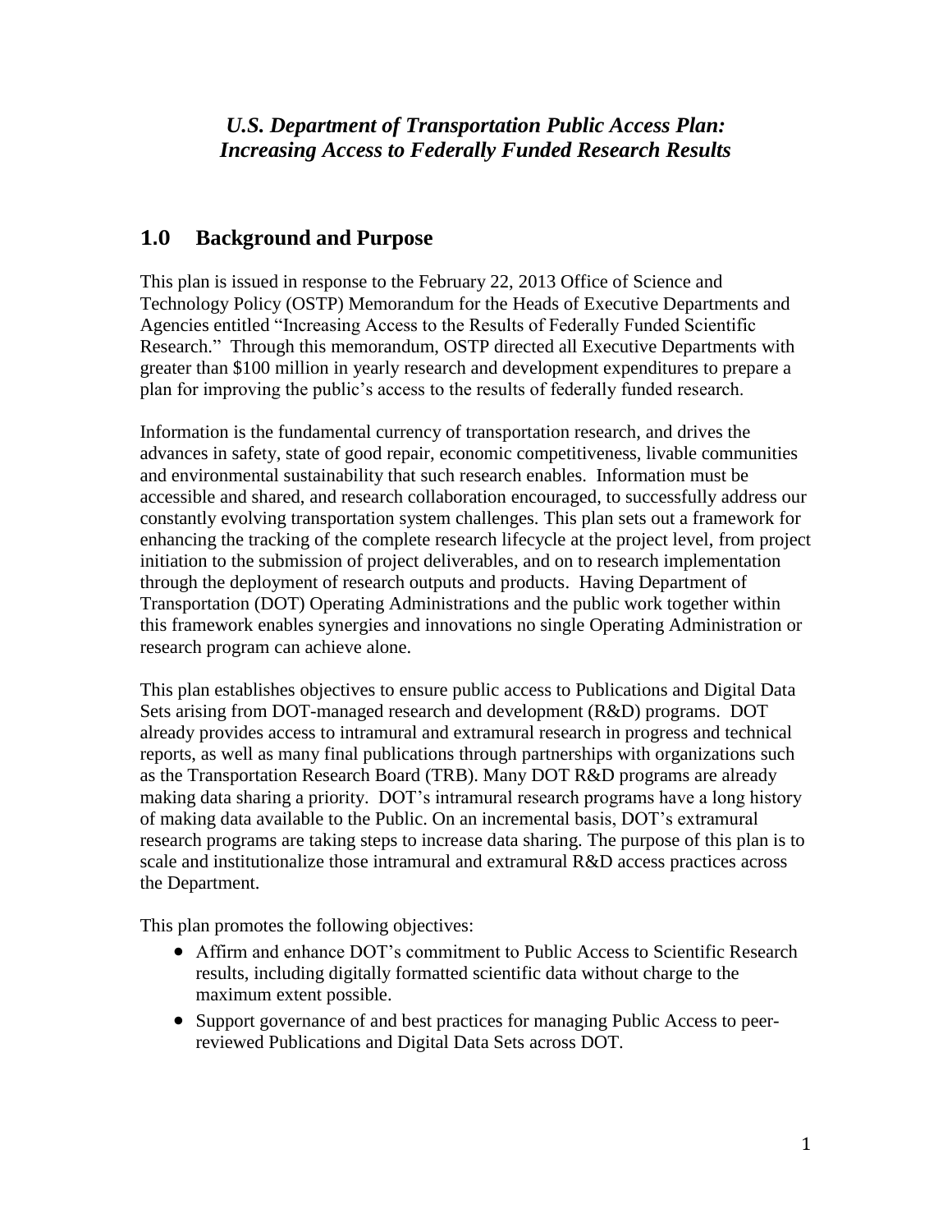# *U.S. Department of Transportation Public Access Plan: Increasing Access to Federally Funded Research Results*

## 1.0 Background and Purpose

This plan is issued in response to the February 22, 2013 Office of Science and Technology Policy (OSTP) Memorandum for the Heads of Executive Departments and Agencies entitled "Increasing Access to the Results of Federally Funded Scientific Research." Through this memorandum, OSTP directed all Executive Departments with greater than $100 million in yearly research and development expenditures to prepare a plan for improving the public's access to the results of federally funded research.

Information is the fundamental currency of transportation research, and drives the advances in safety, state of good repair, economic competitiveness, livable communities and environmental sustainability that such research enables. Information must be accessible and shared, and research collaboration encouraged, to successfully address our constantly evolving transportation system challenges. This plan sets out a framework for enhancing the tracking of the complete research lifecycle at the project level, from project initiation to the submission of project deliverables, and on to research implementation through the deployment of research outputs and products. Having Department of Transportation (DOT) Operating Administrations and the public work together within this framework enables synergies and innovations no single Operating Administration or research program can achieve alone.

This plan establishes objectives to ensure public access to Publications and Digital Data Sets arising from DOT-managed research and development (R&D) programs. DOT already provides access to intramural and extramural research in progress and technical reports, as well as many final publications through partnerships with organizations such as the Transportation Research Board (TRB). Many DOT R&D programs are already making data sharing a priority. DOT's intramural research programs have a long history of making data available to the Public. On an incremental basis, DOT's extramural research programs are taking steps to increase data sharing. The purpose of this plan is to scale and institutionalize those intramural and extramural R&D access practices across the Department.

This plan promotes the following objectives:

- Affirm and enhance DOT's commitment to Public Access to Scientific Research results, including digitally formatted scientific data without charge to the maximum extent possible.
- Support governance of and best practices for managing Public Access to peer-reviewed Publications and Digital Data Sets across DOT.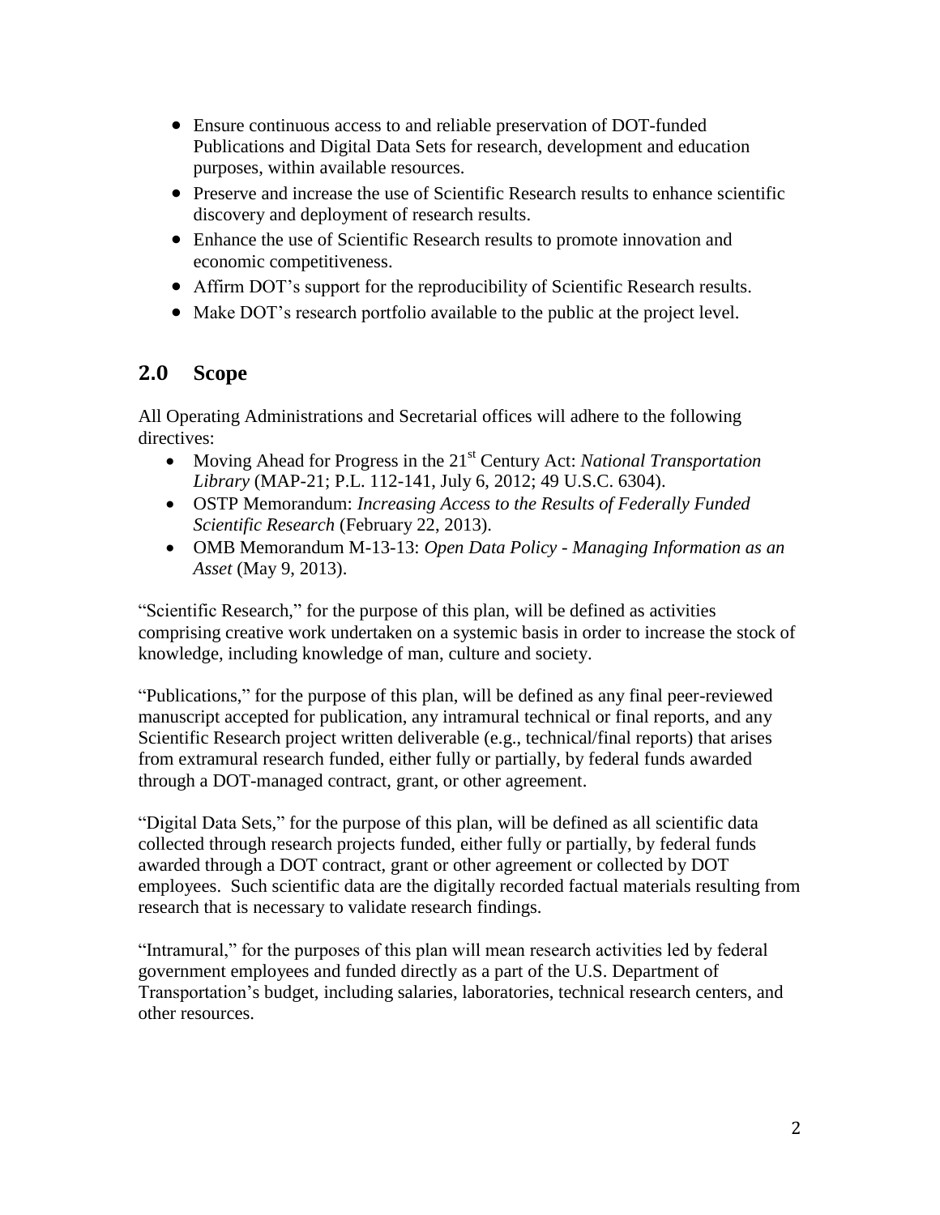- Ensure continuous access to and reliable preservation of DOT-funded Publications and Digital Data Sets for research, development and education purposes, within available resources.
- Preserve and increase the use of Scientific Research results to enhance scientific discovery and deployment of research results.
- Enhance the use of Scientific Research results to promote innovation and economic competitiveness.
- Affirm DOT's support for the reproducibility of Scientific Research results.
- Make DOT's research portfolio available to the public at the project level.

## 2.0 Scope

All Operating Administrations and Secretarial offices will adhere to the following directives:

- Moving Ahead for Progress in the 21st Century Act: *National Transportation Library* (MAP-21; P.L. 112-141, July 6, 2012; 49 U.S.C. 6304).
- OSTP Memorandum: *Increasing Access to the Results of Federally Funded Scientific Research* (February 22, 2013).
- OMB Memorandum M-13-13: *Open Data Policy - Managing Information as an Asset* (May 9, 2013).

"Scientific Research," for the purpose of this plan, will be defined as activities comprising creative work undertaken on a systemic basis in order to increase the stock of knowledge, including knowledge of man, culture and society.

"Publications," for the purpose of this plan, will be defined as any final peer-reviewed manuscript accepted for publication, any intramural technical or final reports, and any Scientific Research project written deliverable (e.g., technical/final reports) that arises from extramural research funded, either fully or partially, by federal funds awarded through a DOT-managed contract, grant, or other agreement.

"Digital Data Sets," for the purpose of this plan, will be defined as all scientific data collected through research projects funded, either fully or partially, by federal funds awarded through a DOT contract, grant or other agreement or collected by DOT employees. Such scientific data are the digitally recorded factual materials resulting from research that is necessary to validate research findings.

"Intramural," for the purposes of this plan will mean research activities led by federal government employees and funded directly as a part of the U.S. Department of Transportation's budget, including salaries, laboratories, technical research centers, and other resources.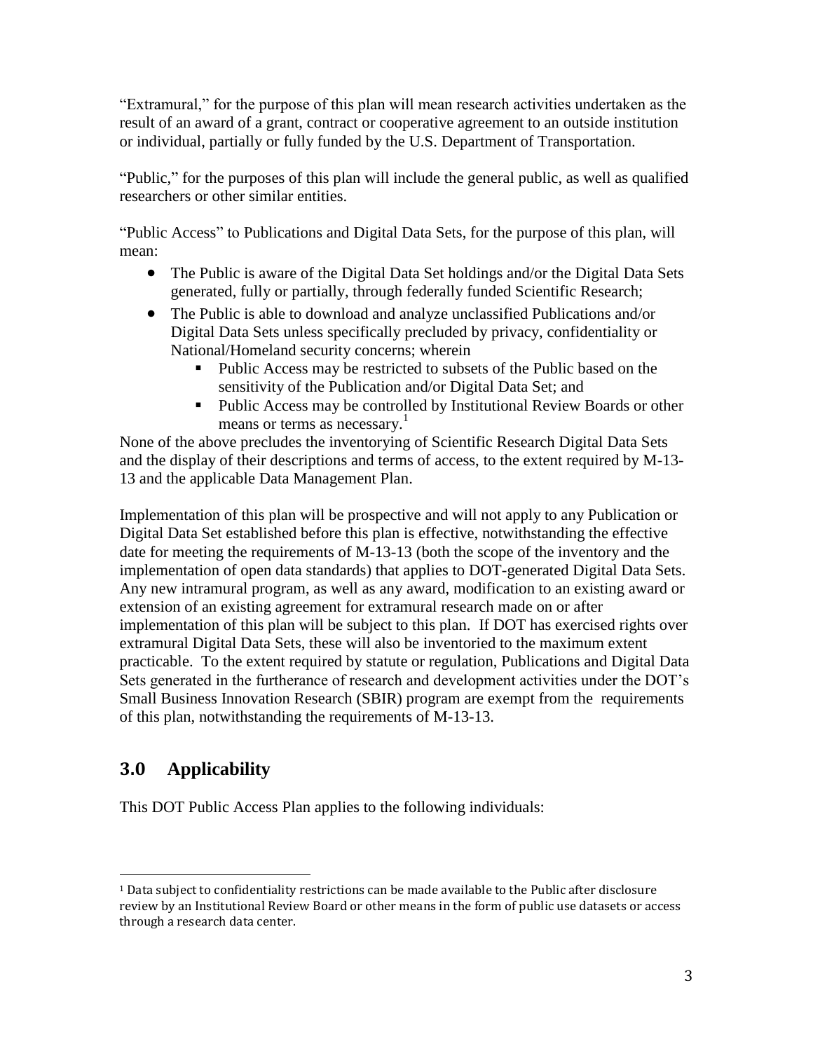"Extramural," for the purpose of this plan will mean research activities undertaken as the result of an award of a grant, contract or cooperative agreement to an outside institution or individual, partially or fully funded by the U.S. Department of Transportation.

"Public," for the purposes of this plan will include the general public, as well as qualified researchers or other similar entities.

"Public Access" to Publications and Digital Data Sets, for the purpose of this plan, will mean:

- The Public is aware of the Digital Data Set holdings and/or the Digital Data Sets generated, fully or partially, through federally funded Scientific Research;
- The Public is able to download and analyze unclassified Publications and/or Digital Data Sets unless specifically precluded by privacy, confidentiality or National/Homeland security concerns; wherein
  - Public Access may be restricted to subsets of the Public based on the sensitivity of the Publication and/or Digital Data Set; and
  - Public Access may be controlled by Institutional Review Boards or other means or terms as necessary.[1]

None of the above precludes the inventorying of Scientific Research Digital Data Sets and the display of their descriptions and terms of access, to the extent required by M-13-13 and the applicable Data Management Plan.

Implementation of this plan will be prospective and will not apply to any Publication or Digital Data Set established before this plan is effective, notwithstanding the effective date for meeting the requirements of M-13-13 (both the scope of the inventory and the implementation of open data standards) that applies to DOT-generated Digital Data Sets. Any new intramural program, as well as any award, modification to an existing award or extension of an existing agreement for extramural research made on or after implementation of this plan will be subject to this plan. If DOT has exercised rights over extramural Digital Data Sets, these will also be inventoried to the maximum extent practicable. To the extent required by statute or regulation, Publications and Digital Data Sets generated in the furtherance of research and development activities under the DOT's Small Business Innovation Research (SBIR) program are exempt from the requirements of this plan, notwithstanding the requirements of M-13-13.

## 3.0 Applicability

This DOT Public Access Plan applies to the following individuals:

[1] Data subject to confidentiality restrictions can be made available to the Public after disclosure review by an Institutional Review Board or other means in the form of public use datasets or access through a research data center.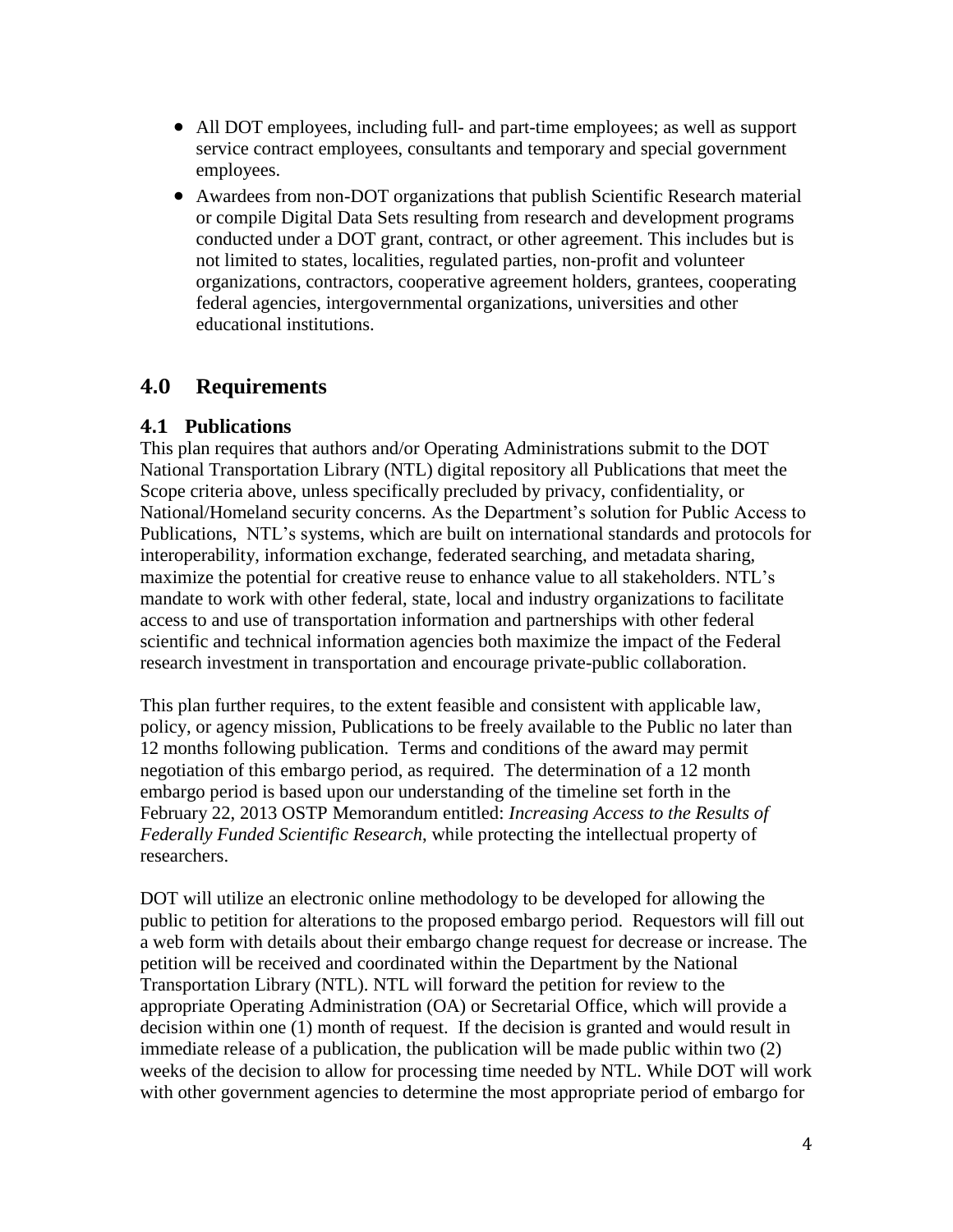- All DOT employees, including full- and part-time employees; as well as support service contract employees, consultants and temporary and special government employees.
- Awardees from non-DOT organizations that publish Scientific Research material or compile Digital Data Sets resulting from research and development programs conducted under a DOT grant, contract, or other agreement. This includes but is not limited to states, localities, regulated parties, non-profit and volunteer organizations, contractors, cooperative agreement holders, grantees, cooperating federal agencies, intergovernmental organizations, universities and other educational institutions.

## 4.0 Requirements

### 4.1 Publications

This plan requires that authors and/or Operating Administrations submit to the DOT National Transportation Library (NTL) digital repository all Publications that meet the Scope criteria above, unless specifically precluded by privacy, confidentiality, or National/Homeland security concerns. As the Department's solution for Public Access to Publications, NTL's systems, which are built on international standards and protocols for interoperability, information exchange, federated searching, and metadata sharing, maximize the potential for creative reuse to enhance value to all stakeholders. NTL's mandate to work with other federal, state, local and industry organizations to facilitate access to and use of transportation information and partnerships with other federal scientific and technical information agencies both maximize the impact of the Federal research investment in transportation and encourage private-public collaboration.

This plan further requires, to the extent feasible and consistent with applicable law, policy, or agency mission, Publications to be freely available to the Public no later than 12 months following publication. Terms and conditions of the award may permit negotiation of this embargo period, as required. The determination of a 12 month embargo period is based upon our understanding of the timeline set forth in the February 22, 2013 OSTP Memorandum entitled: *Increasing Access to the Results of Federally Funded Scientific Research*, while protecting the intellectual property of researchers.

DOT will utilize an electronic online methodology to be developed for allowing the public to petition for alterations to the proposed embargo period. Requestors will fill out a web form with details about their embargo change request for decrease or increase. The petition will be received and coordinated within the Department by the National Transportation Library (NTL). NTL will forward the petition for review to the appropriate Operating Administration (OA) or Secretarial Office, which will provide a decision within one (1) month of request. If the decision is granted and would result in immediate release of a publication, the publication will be made public within two (2) weeks of the decision to allow for processing time needed by NTL. While DOT will work with other government agencies to determine the most appropriate period of embargo for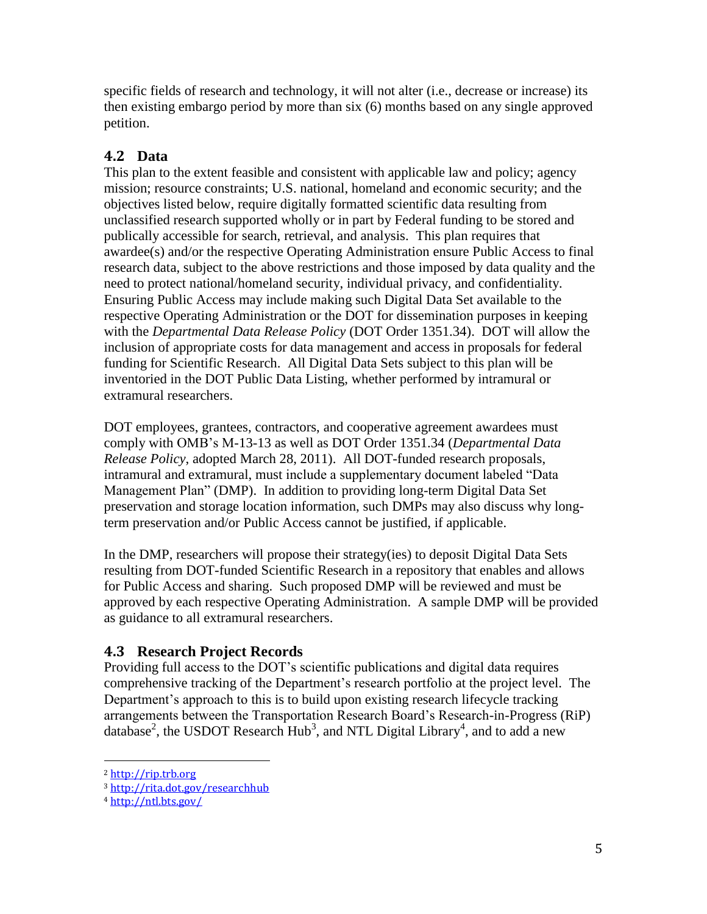specific fields of research and technology, it will not alter (i.e., decrease or increase) its then existing embargo period by more than six (6) months based on any single approved petition.

## 4.2 Data

This plan to the extent feasible and consistent with applicable law and policy; agency mission; resource constraints; U.S. national, homeland and economic security; and the objectives listed below, require digitally formatted scientific data resulting from unclassified research supported wholly or in part by Federal funding to be stored and publically accessible for search, retrieval, and analysis. This plan requires that awardee(s) and/or the respective Operating Administration ensure Public Access to final research data, subject to the above restrictions and those imposed by data quality and the need to protect national/homeland security, individual privacy, and confidentiality. Ensuring Public Access may include making such Digital Data Set available to the respective Operating Administration or the DOT for dissemination purposes in keeping with the *Departmental Data Release Policy* (DOT Order 1351.34). DOT will allow the inclusion of appropriate costs for data management and access in proposals for federal funding for Scientific Research. All Digital Data Sets subject to this plan will be inventoried in the DOT Public Data Listing, whether performed by intramural or extramural researchers.

DOT employees, grantees, contractors, and cooperative agreement awardees must comply with OMB's M-13-13 as well as DOT Order 1351.34 (*Departmental Data Release Policy*, adopted March 28, 2011). All DOT-funded research proposals, intramural and extramural, must include a supplementary document labeled "Data Management Plan" (DMP). In addition to providing long-term Digital Data Set preservation and storage location information, such DMPs may also discuss why long-term preservation and/or Public Access cannot be justified, if applicable.

In the DMP, researchers will propose their strategy(ies) to deposit Digital Data Sets resulting from DOT-funded Scientific Research in a repository that enables and allows for Public Access and sharing. Such proposed DMP will be reviewed and must be approved by each respective Operating Administration. A sample DMP will be provided as guidance to all extramural researchers.

## 4.3 Research Project Records

Providing full access to the DOT's scientific publications and digital data requires comprehensive tracking of the Department's research portfolio at the project level. The Department's approach to this is to build upon existing research lifecycle tracking arrangements between the Transportation Research Board's Research-in-Progress (RiP) database[2], the USDOT Research Hub[3], and NTL Digital Library[4], and to add a new

---

[2] http://rip.trb.org

[3] http://rita.dot.gov/researchhub

[4] http://ntl.bts.gov/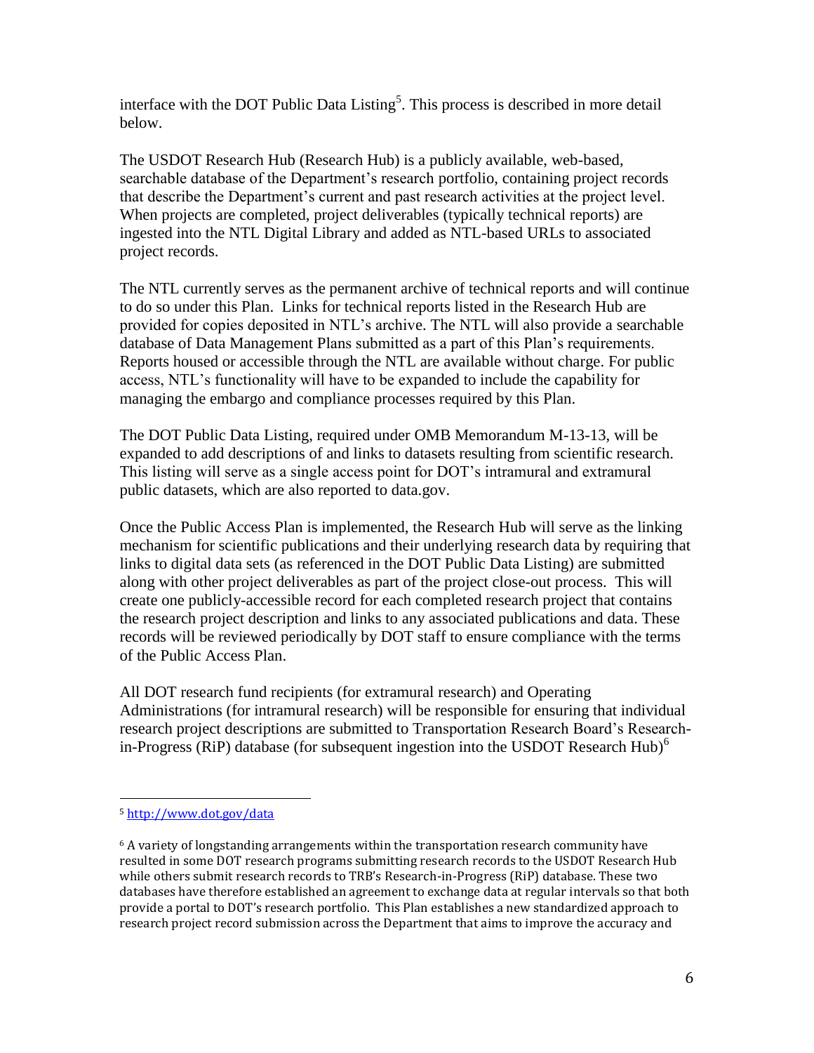interface with the DOT Public Data Listing[5]. This process is described in more detail below.

The USDOT Research Hub (Research Hub) is a publicly available, web-based, searchable database of the Department's research portfolio, containing project records that describe the Department's current and past research activities at the project level. When projects are completed, project deliverables (typically technical reports) are ingested into the NTL Digital Library and added as NTL-based URLs to associated project records.

The NTL currently serves as the permanent archive of technical reports and will continue to do so under this Plan. Links for technical reports listed in the Research Hub are provided for copies deposited in NTL's archive. The NTL will also provide a searchable database of Data Management Plans submitted as a part of this Plan's requirements. Reports housed or accessible through the NTL are available without charge. For public access, NTL's functionality will have to be expanded to include the capability for managing the embargo and compliance processes required by this Plan.

The DOT Public Data Listing, required under OMB Memorandum M-13-13, will be expanded to add descriptions of and links to datasets resulting from scientific research. This listing will serve as a single access point for DOT's intramural and extramural public datasets, which are also reported to data.gov.

Once the Public Access Plan is implemented, the Research Hub will serve as the linking mechanism for scientific publications and their underlying research data by requiring that links to digital data sets (as referenced in the DOT Public Data Listing) are submitted along with other project deliverables as part of the project close-out process. This will create one publicly-accessible record for each completed research project that contains the research project description and links to any associated publications and data. These records will be reviewed periodically by DOT staff to ensure compliance with the terms of the Public Access Plan.

All DOT research fund recipients (for extramural research) and Operating Administrations (for intramural research) will be responsible for ensuring that individual research project descriptions are submitted to Transportation Research Board's Research-in-Progress (RiP) database (for subsequent ingestion into the USDOT Research Hub)[6]

---

[5] http://www.dot.gov/data

[6] A variety of longstanding arrangements within the transportation research community have resulted in some DOT research programs submitting research records to the USDOT Research Hub while others submit research records to TRB's Research-in-Progress (RiP) database. These two databases have therefore established an agreement to exchange data at regular intervals so that both provide a portal to DOT's research portfolio. This Plan establishes a new standardized approach to research project record submission across the Department that aims to improve the accuracy and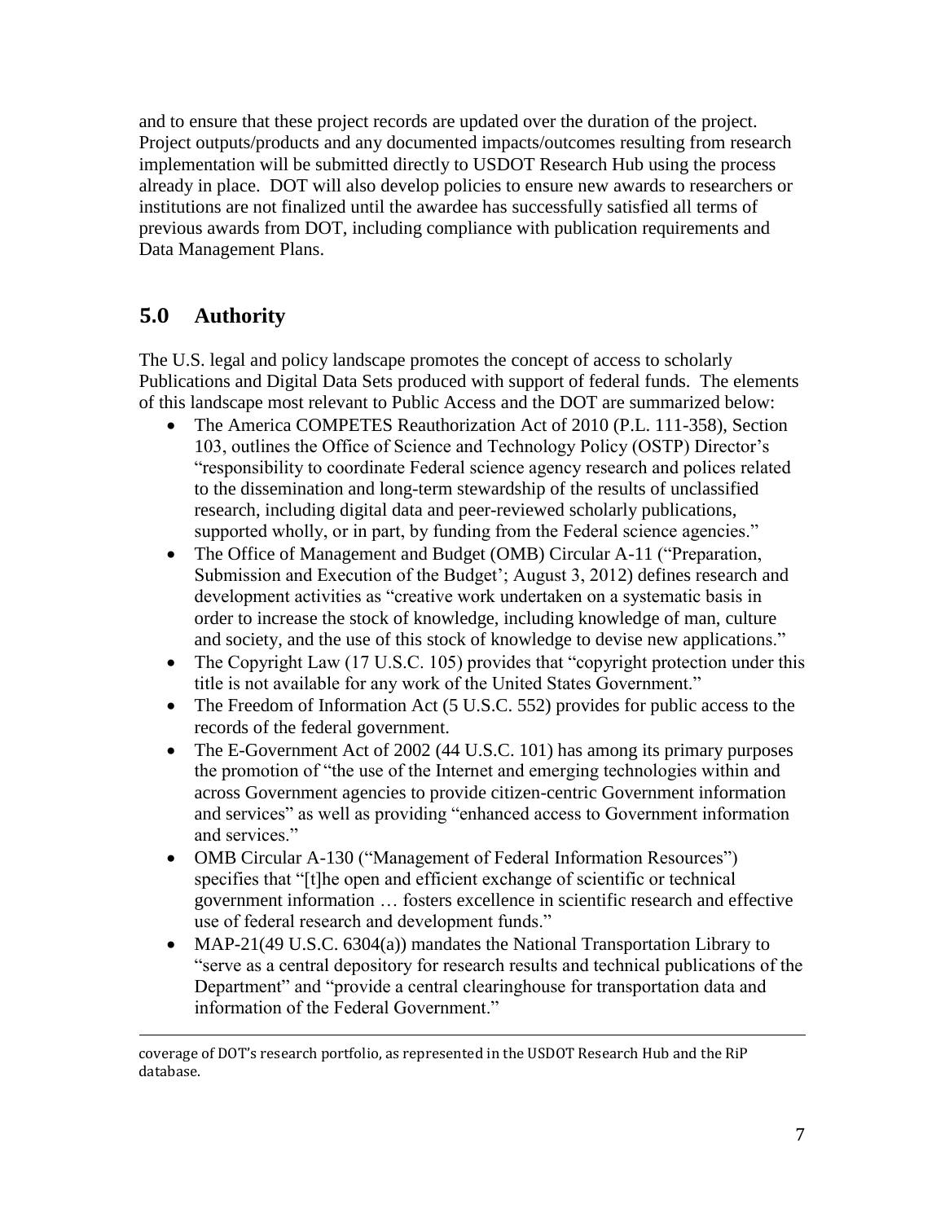and to ensure that these project records are updated over the duration of the project. Project outputs/products and any documented impacts/outcomes resulting from research implementation will be submitted directly to USDOT Research Hub using the process already in place. DOT will also develop policies to ensure new awards to researchers or institutions are not finalized until the awardee has successfully satisfied all terms of previous awards from DOT, including compliance with publication requirements and Data Management Plans.

## 5.0 Authority

The U.S. legal and policy landscape promotes the concept of access to scholarly Publications and Digital Data Sets produced with support of federal funds. The elements of this landscape most relevant to Public Access and the DOT are summarized below:

- The America COMPETES Reauthorization Act of 2010 (P.L. 111-358), Section 103, outlines the Office of Science and Technology Policy (OSTP) Director's "responsibility to coordinate Federal science agency research and polices related to the dissemination and long-term stewardship of the results of unclassified research, including digital data and peer-reviewed scholarly publications, supported wholly, or in part, by funding from the Federal science agencies."
- The Office of Management and Budget (OMB) Circular A-11 ("Preparation, Submission and Execution of the Budget'; August 3, 2012) defines research and development activities as "creative work undertaken on a systematic basis in order to increase the stock of knowledge, including knowledge of man, culture and society, and the use of this stock of knowledge to devise new applications."
- The Copyright Law (17 U.S.C. 105) provides that "copyright protection under this title is not available for any work of the United States Government."
- The Freedom of Information Act (5 U.S.C. 552) provides for public access to the records of the federal government.
- The E-Government Act of 2002 (44 U.S.C. 101) has among its primary purposes the promotion of "the use of the Internet and emerging technologies within and across Government agencies to provide citizen-centric Government information and services" as well as providing "enhanced access to Government information and services."
- OMB Circular A-130 ("Management of Federal Information Resources") specifies that "[t]he open and efficient exchange of scientific or technical government information … fosters excellence in scientific research and effective use of federal research and development funds."
- MAP-21(49 U.S.C. 6304(a)) mandates the National Transportation Library to "serve as a central depository for research results and technical publications of the Department" and "provide a central clearinghouse for transportation data and information of the Federal Government."

coverage of DOT's research portfolio, as represented in the USDOT Research Hub and the RiP database.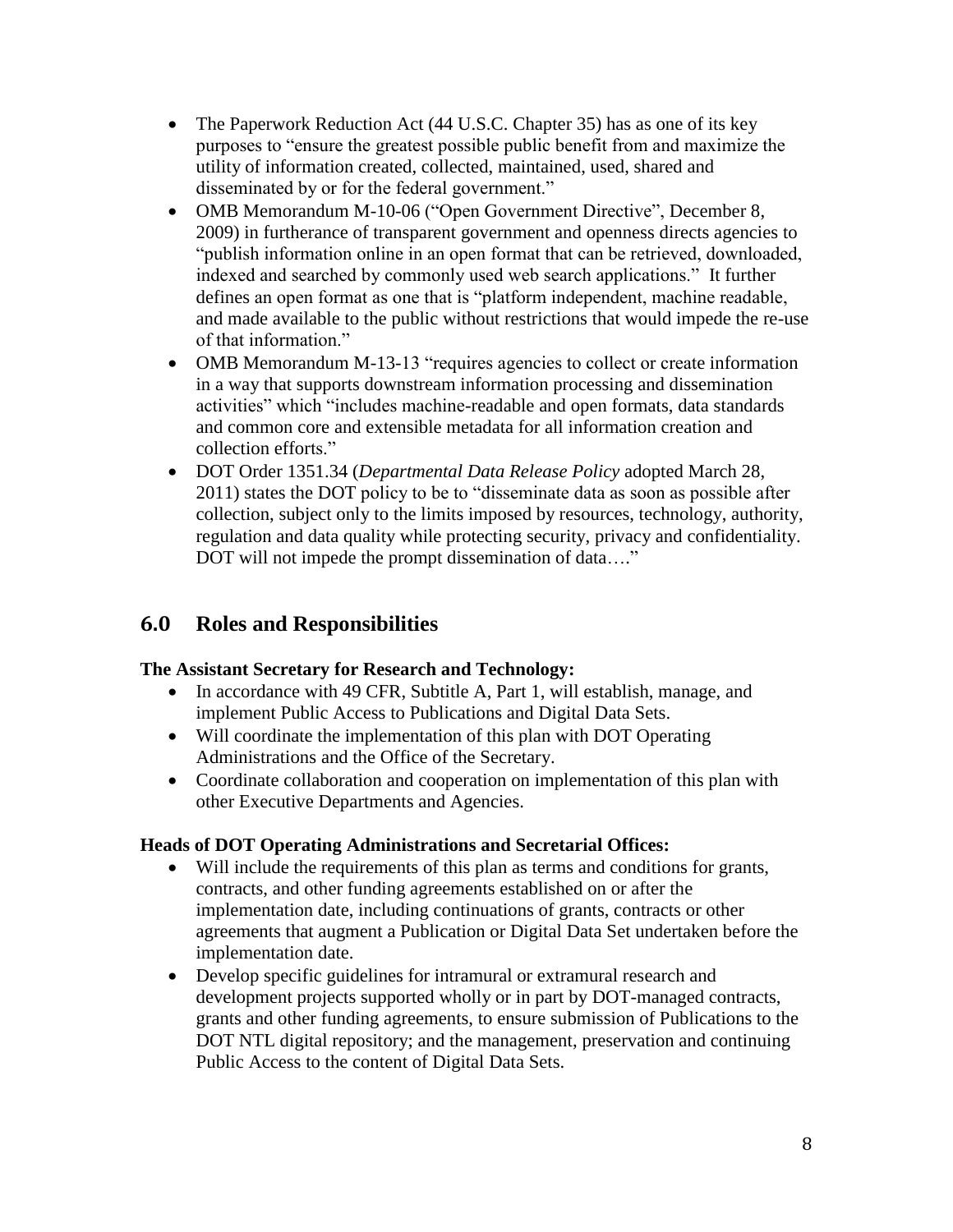- The Paperwork Reduction Act (44 U.S.C. Chapter 35) has as one of its key purposes to "ensure the greatest possible public benefit from and maximize the utility of information created, collected, maintained, used, shared and disseminated by or for the federal government."
- OMB Memorandum M-10-06 ("Open Government Directive", December 8, 2009) in furtherance of transparent government and openness directs agencies to "publish information online in an open format that can be retrieved, downloaded, indexed and searched by commonly used web search applications." It further defines an open format as one that is "platform independent, machine readable, and made available to the public without restrictions that would impede the re-use of that information."
- OMB Memorandum M-13-13 "requires agencies to collect or create information in a way that supports downstream information processing and dissemination activities" which "includes machine-readable and open formats, data standards and common core and extensible metadata for all information creation and collection efforts."
- DOT Order 1351.34 (*Departmental Data Release Policy* adopted March 28, 2011) states the DOT policy to be to "disseminate data as soon as possible after collection, subject only to the limits imposed by resources, technology, authority, regulation and data quality while protecting security, privacy and confidentiality. DOT will not impede the prompt dissemination of data…."

## 6.0 Roles and Responsibilities

**The Assistant Secretary for Research and Technology:**

- In accordance with 49 CFR, Subtitle A, Part 1, will establish, manage, and implement Public Access to Publications and Digital Data Sets.
- Will coordinate the implementation of this plan with DOT Operating Administrations and the Office of the Secretary.
- Coordinate collaboration and cooperation on implementation of this plan with other Executive Departments and Agencies.

**Heads of DOT Operating Administrations and Secretarial Offices:**

- Will include the requirements of this plan as terms and conditions for grants, contracts, and other funding agreements established on or after the implementation date, including continuations of grants, contracts or other agreements that augment a Publication or Digital Data Set undertaken before the implementation date.
- Develop specific guidelines for intramural or extramural research and development projects supported wholly or in part by DOT-managed contracts, grants and other funding agreements, to ensure submission of Publications to the DOT NTL digital repository; and the management, preservation and continuing Public Access to the content of Digital Data Sets.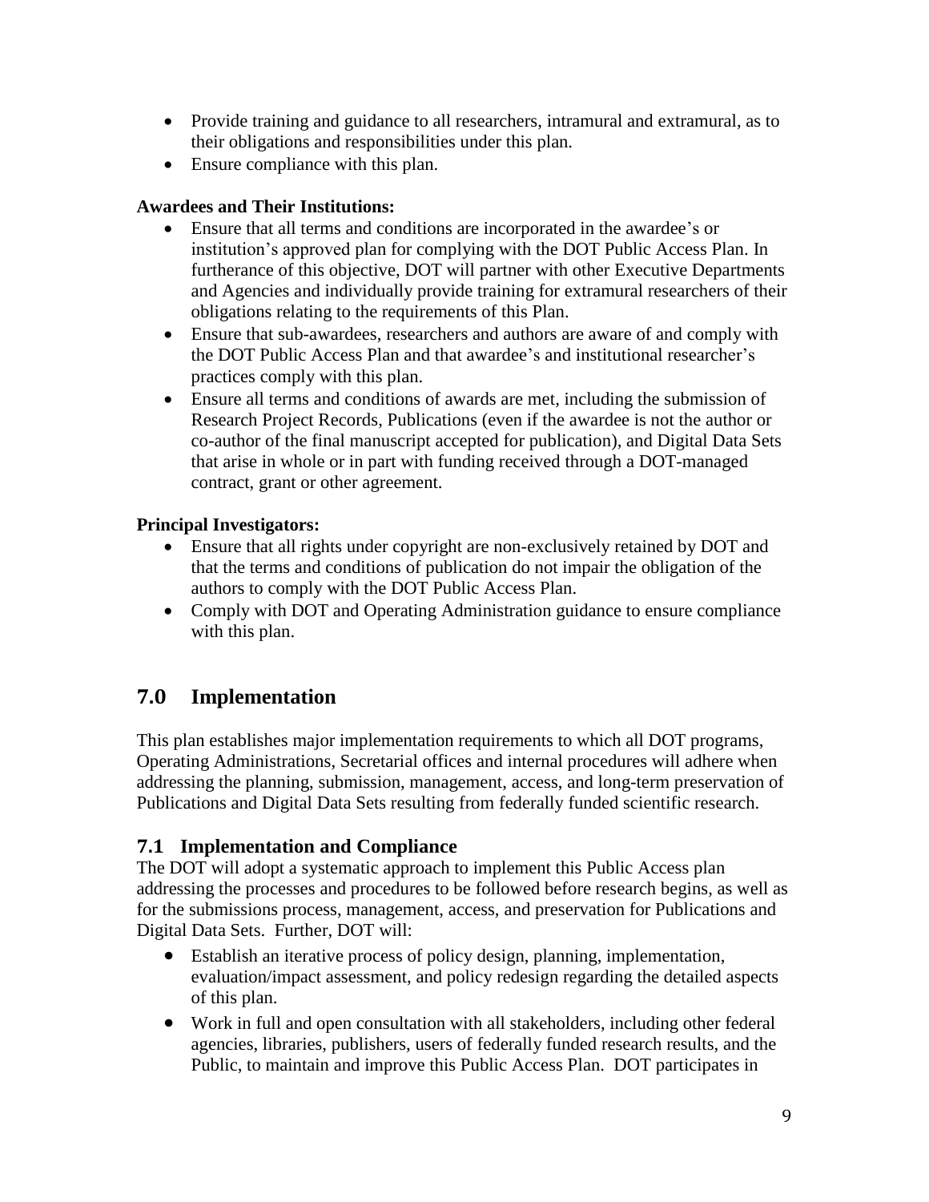- Provide training and guidance to all researchers, intramural and extramural, as to their obligations and responsibilities under this plan.
- Ensure compliance with this plan.

**Awardees and Their Institutions:**

- Ensure that all terms and conditions are incorporated in the awardee's or institution's approved plan for complying with the DOT Public Access Plan. In furtherance of this objective, DOT will partner with other Executive Departments and Agencies and individually provide training for extramural researchers of their obligations relating to the requirements of this Plan.
- Ensure that sub-awardees, researchers and authors are aware of and comply with the DOT Public Access Plan and that awardee's and institutional researcher's practices comply with this plan.
- Ensure all terms and conditions of awards are met, including the submission of Research Project Records, Publications (even if the awardee is not the author or co-author of the final manuscript accepted for publication), and Digital Data Sets that arise in whole or in part with funding received through a DOT-managed contract, grant or other agreement.

**Principal Investigators:**

- Ensure that all rights under copyright are non-exclusively retained by DOT and that the terms and conditions of publication do not impair the obligation of the authors to comply with the DOT Public Access Plan.
- Comply with DOT and Operating Administration guidance to ensure compliance with this plan.

# 7.0 Implementation

This plan establishes major implementation requirements to which all DOT programs, Operating Administrations, Secretarial offices and internal procedures will adhere when addressing the planning, submission, management, access, and long-term preservation of Publications and Digital Data Sets resulting from federally funded scientific research.

## 7.1 Implementation and Compliance

The DOT will adopt a systematic approach to implement this Public Access plan addressing the processes and procedures to be followed before research begins, as well as for the submissions process, management, access, and preservation for Publications and Digital Data Sets. Further, DOT will:

- Establish an iterative process of policy design, planning, implementation, evaluation/impact assessment, and policy redesign regarding the detailed aspects of this plan.
- Work in full and open consultation with all stakeholders, including other federal agencies, libraries, publishers, users of federally funded research results, and the Public, to maintain and improve this Public Access Plan. DOT participates in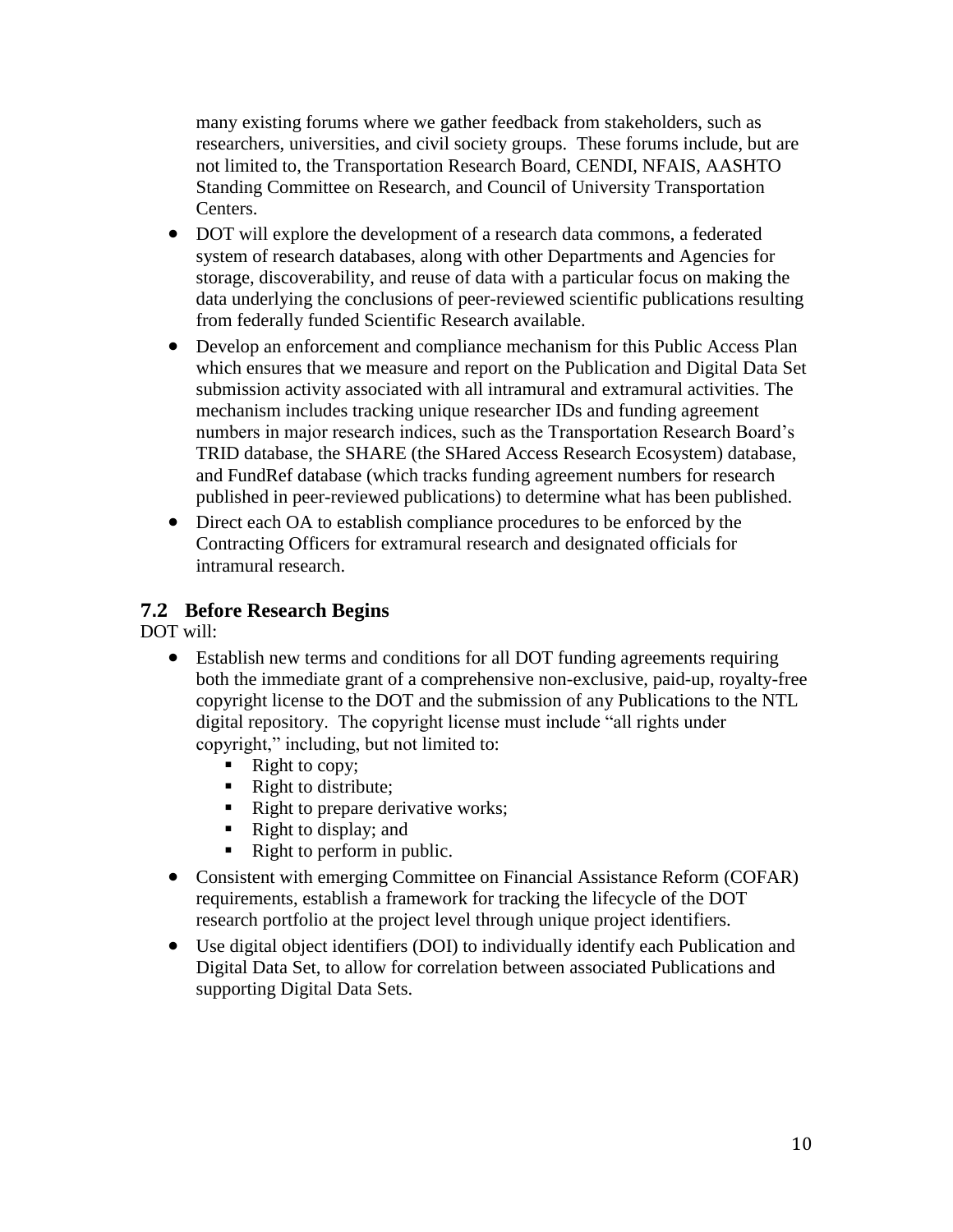many existing forums where we gather feedback from stakeholders, such as researchers, universities, and civil society groups. These forums include, but are not limited to, the Transportation Research Board, CENDI, NFAIS, AASHTO Standing Committee on Research, and Council of University Transportation Centers.

- DOT will explore the development of a research data commons, a federated system of research databases, along with other Departments and Agencies for storage, discoverability, and reuse of data with a particular focus on making the data underlying the conclusions of peer-reviewed scientific publications resulting from federally funded Scientific Research available.
- Develop an enforcement and compliance mechanism for this Public Access Plan which ensures that we measure and report on the Publication and Digital Data Set submission activity associated with all intramural and extramural activities. The mechanism includes tracking unique researcher IDs and funding agreement numbers in major research indices, such as the Transportation Research Board's TRID database, the SHARE (the SHared Access Research Ecosystem) database, and FundRef database (which tracks funding agreement numbers for research published in peer-reviewed publications) to determine what has been published.
- Direct each OA to establish compliance procedures to be enforced by the Contracting Officers for extramural research and designated officials for intramural research.

## 7.2 Before Research Begins

DOT will:

- Establish new terms and conditions for all DOT funding agreements requiring both the immediate grant of a comprehensive non-exclusive, paid-up, royalty-free copyright license to the DOT and the submission of any Publications to the NTL digital repository. The copyright license must include "all rights under copyright," including, but not limited to:
  - Right to copy;
  - Right to distribute;
  - Right to prepare derivative works;
  - Right to display; and
  - Right to perform in public.
- Consistent with emerging Committee on Financial Assistance Reform (COFAR) requirements, establish a framework for tracking the lifecycle of the DOT research portfolio at the project level through unique project identifiers.
- Use digital object identifiers (DOI) to individually identify each Publication and Digital Data Set, to allow for correlation between associated Publications and supporting Digital Data Sets.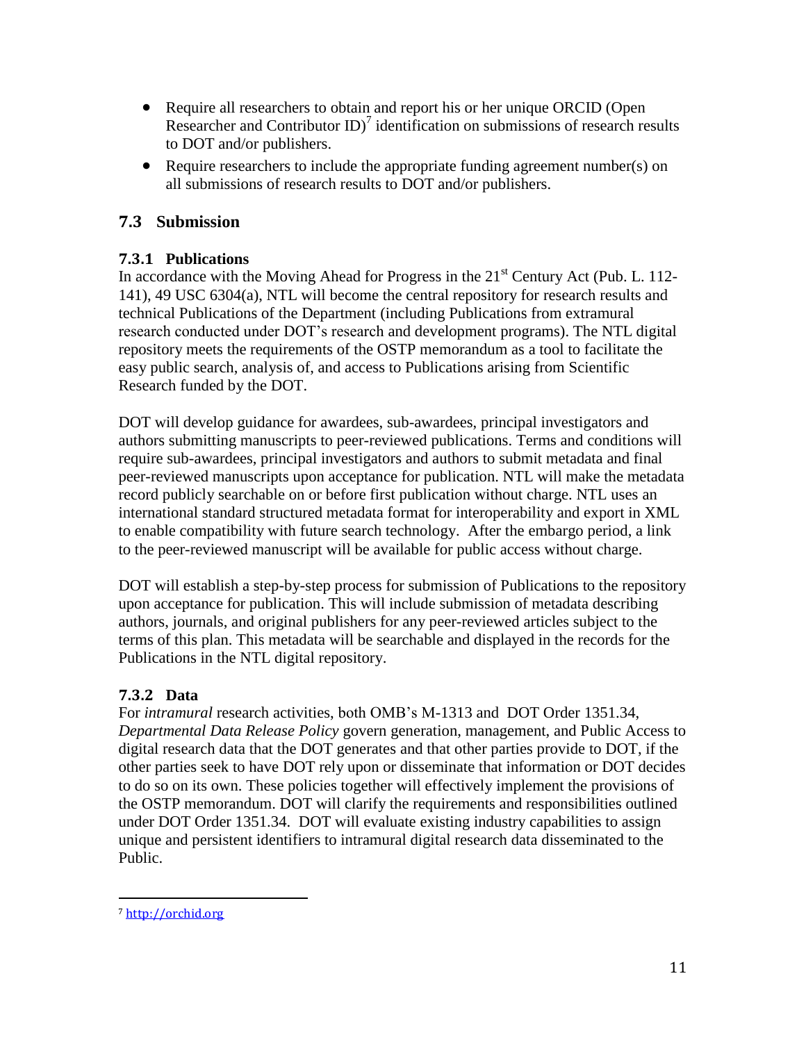- Require all researchers to obtain and report his or her unique ORCID (Open Researcher and Contributor ID)[7] identification on submissions of research results to DOT and/or publishers.
- Require researchers to include the appropriate funding agreement number(s) on all submissions of research results to DOT and/or publishers.

## 7.3 Submission

### 7.3.1 Publications

In accordance with the Moving Ahead for Progress in the 21st Century Act (Pub. L. 112-141), 49 USC 6304(a), NTL will become the central repository for research results and technical Publications of the Department (including Publications from extramural research conducted under DOT's research and development programs). The NTL digital repository meets the requirements of the OSTP memorandum as a tool to facilitate the easy public search, analysis of, and access to Publications arising from Scientific Research funded by the DOT.

DOT will develop guidance for awardees, sub-awardees, principal investigators and authors submitting manuscripts to peer-reviewed publications. Terms and conditions will require sub-awardees, principal investigators and authors to submit metadata and final peer-reviewed manuscripts upon acceptance for publication. NTL will make the metadata record publicly searchable on or before first publication without charge. NTL uses an international standard structured metadata format for interoperability and export in XML to enable compatibility with future search technology. After the embargo period, a link to the peer-reviewed manuscript will be available for public access without charge.

DOT will establish a step-by-step process for submission of Publications to the repository upon acceptance for publication. This will include submission of metadata describing authors, journals, and original publishers for any peer-reviewed articles subject to the terms of this plan. This metadata will be searchable and displayed in the records for the Publications in the NTL digital repository.

### 7.3.2 Data

For *intramural* research activities, both OMB's M-1313 and DOT Order 1351.34, *Departmental Data Release Policy* govern generation, management, and Public Access to digital research data that the DOT generates and that other parties provide to DOT, if the other parties seek to have DOT rely upon or disseminate that information or DOT decides to do so on its own. These policies together will effectively implement the provisions of the OSTP memorandum. DOT will clarify the requirements and responsibilities outlined under DOT Order 1351.34. DOT will evaluate existing industry capabilities to assign unique and persistent identifiers to intramural digital research data disseminated to the Public.

---

[7] http://orchid.org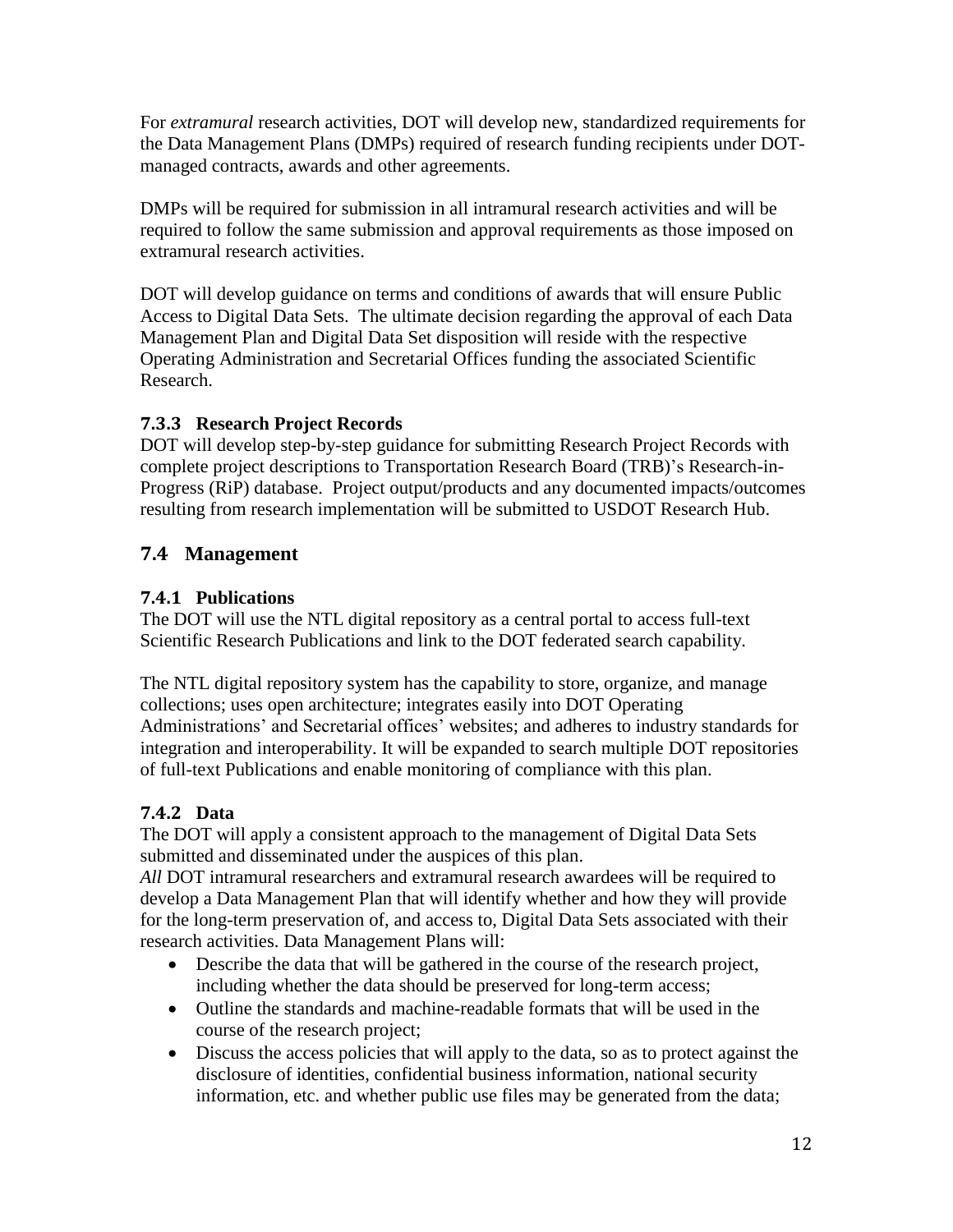For *extramural* research activities, DOT will develop new, standardized requirements for the Data Management Plans (DMPs) required of research funding recipients under DOT-managed contracts, awards and other agreements.

DMPs will be required for submission in all intramural research activities and will be required to follow the same submission and approval requirements as those imposed on extramural research activities.

DOT will develop guidance on terms and conditions of awards that will ensure Public Access to Digital Data Sets. The ultimate decision regarding the approval of each Data Management Plan and Digital Data Set disposition will reside with the respective Operating Administration and Secretarial Offices funding the associated Scientific Research.

### 7.3.3 Research Project Records

DOT will develop step-by-step guidance for submitting Research Project Records with complete project descriptions to Transportation Research Board (TRB)'s Research-in-Progress (RiP) database. Project output/products and any documented impacts/outcomes resulting from research implementation will be submitted to USDOT Research Hub.

## 7.4 Management

### 7.4.1 Publications

The DOT will use the NTL digital repository as a central portal to access full-text Scientific Research Publications and link to the DOT federated search capability.

The NTL digital repository system has the capability to store, organize, and manage collections; uses open architecture; integrates easily into DOT Operating Administrations' and Secretarial offices' websites; and adheres to industry standards for integration and interoperability. It will be expanded to search multiple DOT repositories of full-text Publications and enable monitoring of compliance with this plan.

### 7.4.2 Data

The DOT will apply a consistent approach to the management of Digital Data Sets submitted and disseminated under the auspices of this plan.

*All* DOT intramural researchers and extramural research awardees will be required to develop a Data Management Plan that will identify whether and how they will provide for the long-term preservation of, and access to, Digital Data Sets associated with their research activities. Data Management Plans will:

- Describe the data that will be gathered in the course of the research project, including whether the data should be preserved for long-term access;
- Outline the standards and machine-readable formats that will be used in the course of the research project;
- Discuss the access policies that will apply to the data, so as to protect against the disclosure of identities, confidential business information, national security information, etc. and whether public use files may be generated from the data;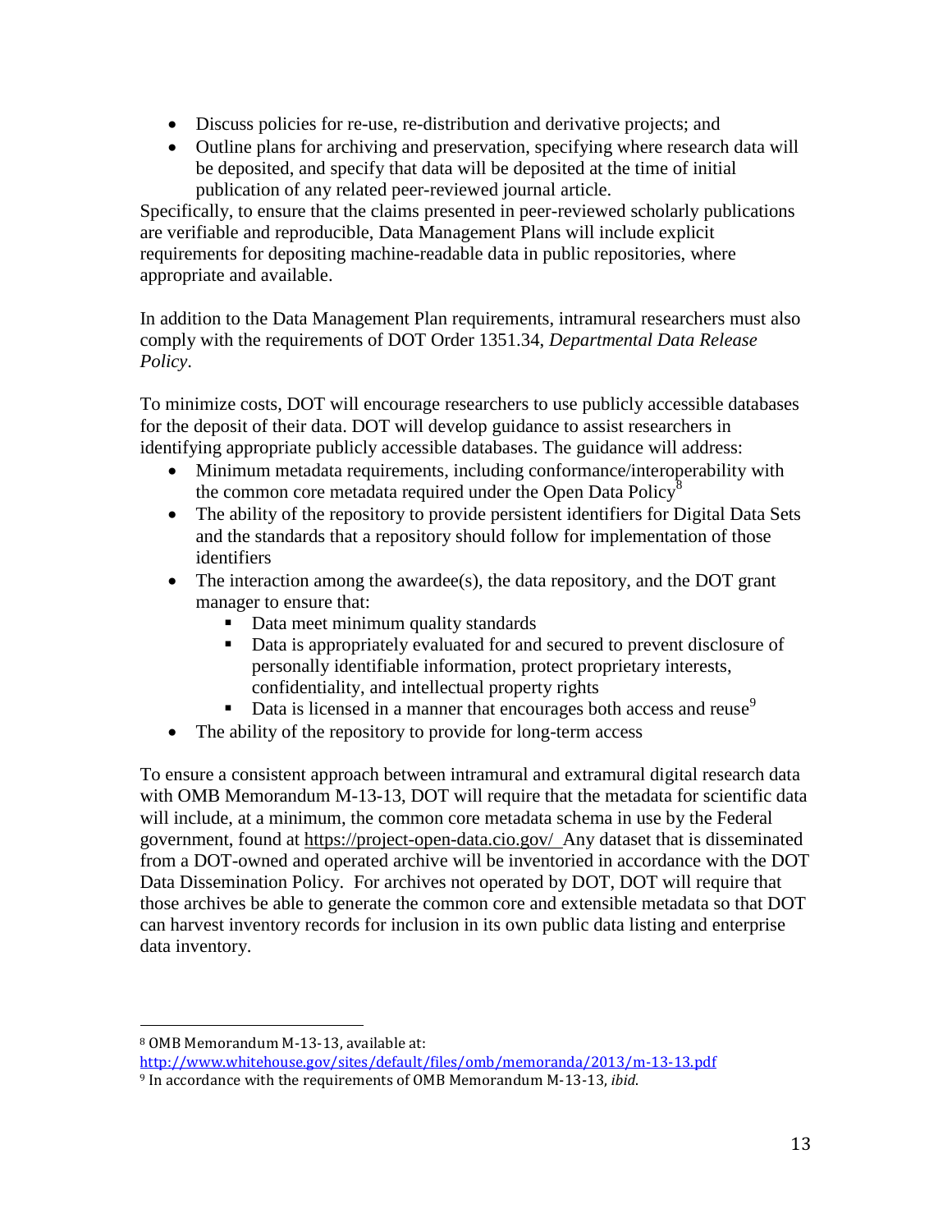- Discuss policies for re-use, re-distribution and derivative projects; and
- Outline plans for archiving and preservation, specifying where research data will be deposited, and specify that data will be deposited at the time of initial publication of any related peer-reviewed journal article.

Specifically, to ensure that the claims presented in peer-reviewed scholarly publications are verifiable and reproducible, Data Management Plans will include explicit requirements for depositing machine-readable data in public repositories, where appropriate and available.

In addition to the Data Management Plan requirements, intramural researchers must also comply with the requirements of DOT Order 1351.34, *Departmental Data Release Policy*.

To minimize costs, DOT will encourage researchers to use publicly accessible databases for the deposit of their data. DOT will develop guidance to assist researchers in identifying appropriate publicly accessible databases. The guidance will address:

- Minimum metadata requirements, including conformance/interoperability with the common core metadata required under the Open Data Policy[8]
- The ability of the repository to provide persistent identifiers for Digital Data Sets and the standards that a repository should follow for implementation of those identifiers
- The interaction among the awardee(s), the data repository, and the DOT grant manager to ensure that:
  - Data meet minimum quality standards
  - Data is appropriately evaluated for and secured to prevent disclosure of personally identifiable information, protect proprietary interests, confidentiality, and intellectual property rights
  - Data is licensed in a manner that encourages both access and reuse[9]
- The ability of the repository to provide for long-term access

To ensure a consistent approach between intramural and extramural digital research data with OMB Memorandum M-13-13, DOT will require that the metadata for scientific data will include, at a minimum, the common core metadata schema in use by the Federal government, found at https://project-open-data.cio.gov/ Any dataset that is disseminated from a DOT-owned and operated archive will be inventoried in accordance with the DOT Data Dissemination Policy. For archives not operated by DOT, DOT will require that those archives be able to generate the common core and extensible metadata so that DOT can harvest inventory records for inclusion in its own public data listing and enterprise data inventory.

---

[8] OMB Memorandum M-13-13, available at: http://www.whitehouse.gov/sites/default/files/omb/memoranda/2013/m-13-13.pdf

[9] In accordance with the requirements of OMB Memorandum M-13-13, *ibid*.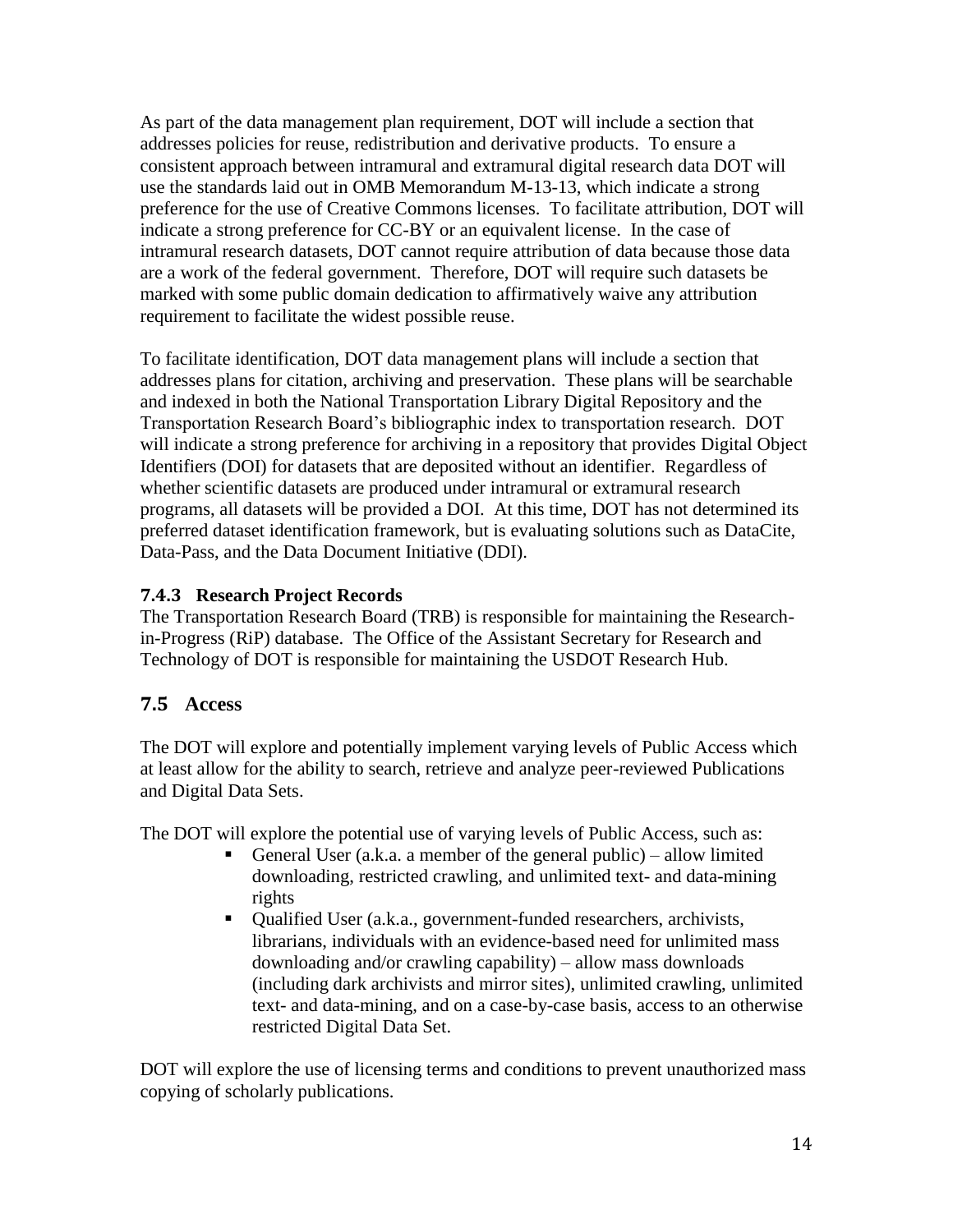As part of the data management plan requirement, DOT will include a section that addresses policies for reuse, redistribution and derivative products. To ensure a consistent approach between intramural and extramural digital research data DOT will use the standards laid out in OMB Memorandum M-13-13, which indicate a strong preference for the use of Creative Commons licenses. To facilitate attribution, DOT will indicate a strong preference for CC-BY or an equivalent license. In the case of intramural research datasets, DOT cannot require attribution of data because those data are a work of the federal government. Therefore, DOT will require such datasets be marked with some public domain dedication to affirmatively waive any attribution requirement to facilitate the widest possible reuse.

To facilitate identification, DOT data management plans will include a section that addresses plans for citation, archiving and preservation. These plans will be searchable and indexed in both the National Transportation Library Digital Repository and the Transportation Research Board's bibliographic index to transportation research. DOT will indicate a strong preference for archiving in a repository that provides Digital Object Identifiers (DOI) for datasets that are deposited without an identifier. Regardless of whether scientific datasets are produced under intramural or extramural research programs, all datasets will be provided a DOI. At this time, DOT has not determined its preferred dataset identification framework, but is evaluating solutions such as DataCite, Data-Pass, and the Data Document Initiative (DDI).

### 7.4.3 Research Project Records

The Transportation Research Board (TRB) is responsible for maintaining the Research-in-Progress (RiP) database. The Office of the Assistant Secretary for Research and Technology of DOT is responsible for maintaining the USDOT Research Hub.

## 7.5 Access

The DOT will explore and potentially implement varying levels of Public Access which at least allow for the ability to search, retrieve and analyze peer-reviewed Publications and Digital Data Sets.

The DOT will explore the potential use of varying levels of Public Access, such as:

- General User (a.k.a. a member of the general public) – allow limited downloading, restricted crawling, and unlimited text- and data-mining rights
- Qualified User (a.k.a., government-funded researchers, archivists, librarians, individuals with an evidence-based need for unlimited mass downloading and/or crawling capability) – allow mass downloads (including dark archivists and mirror sites), unlimited crawling, unlimited text- and data-mining, and on a case-by-case basis, access to an otherwise restricted Digital Data Set.

DOT will explore the use of licensing terms and conditions to prevent unauthorized mass copying of scholarly publications.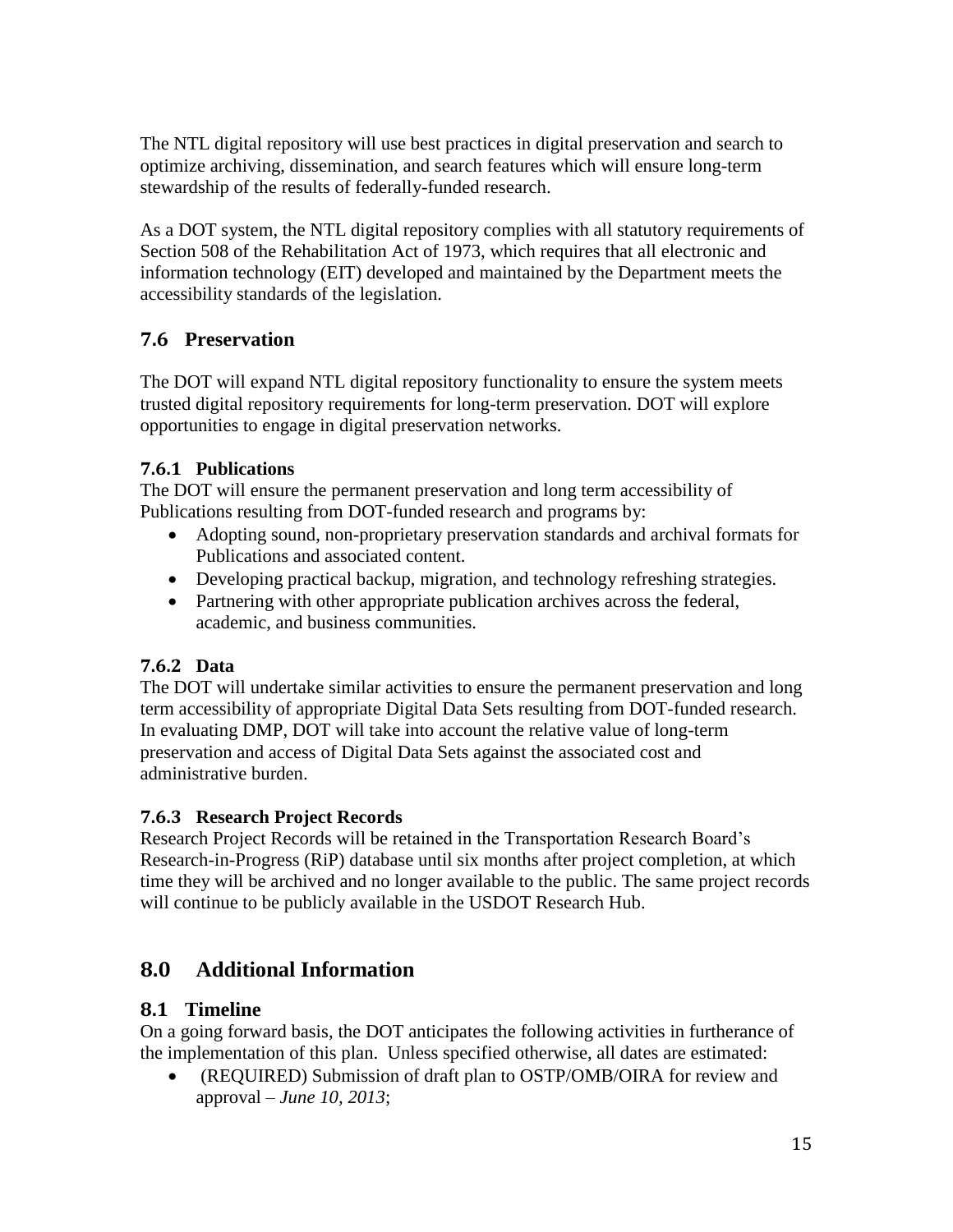The NTL digital repository will use best practices in digital preservation and search to optimize archiving, dissemination, and search features which will ensure long-term stewardship of the results of federally-funded research.

As a DOT system, the NTL digital repository complies with all statutory requirements of Section 508 of the Rehabilitation Act of 1973, which requires that all electronic and information technology (EIT) developed and maintained by the Department meets the accessibility standards of the legislation.

## 7.6 Preservation

The DOT will expand NTL digital repository functionality to ensure the system meets trusted digital repository requirements for long-term preservation. DOT will explore opportunities to engage in digital preservation networks.

### 7.6.1 Publications

The DOT will ensure the permanent preservation and long term accessibility of Publications resulting from DOT-funded research and programs by:

- Adopting sound, non-proprietary preservation standards and archival formats for Publications and associated content.
- Developing practical backup, migration, and technology refreshing strategies.
- Partnering with other appropriate publication archives across the federal, academic, and business communities.

### 7.6.2 Data

The DOT will undertake similar activities to ensure the permanent preservation and long term accessibility of appropriate Digital Data Sets resulting from DOT-funded research. In evaluating DMP, DOT will take into account the relative value of long-term preservation and access of Digital Data Sets against the associated cost and administrative burden.

### 7.6.3 Research Project Records

Research Project Records will be retained in the Transportation Research Board's Research-in-Progress (RiP) database until six months after project completion, at which time they will be archived and no longer available to the public. The same project records will continue to be publicly available in the USDOT Research Hub.

# 8.0 Additional Information

## 8.1 Timeline

On a going forward basis, the DOT anticipates the following activities in furtherance of the implementation of this plan. Unless specified otherwise, all dates are estimated:

- (REQUIRED) Submission of draft plan to OSTP/OMB/OIRA for review and approval – *June 10, 2013*;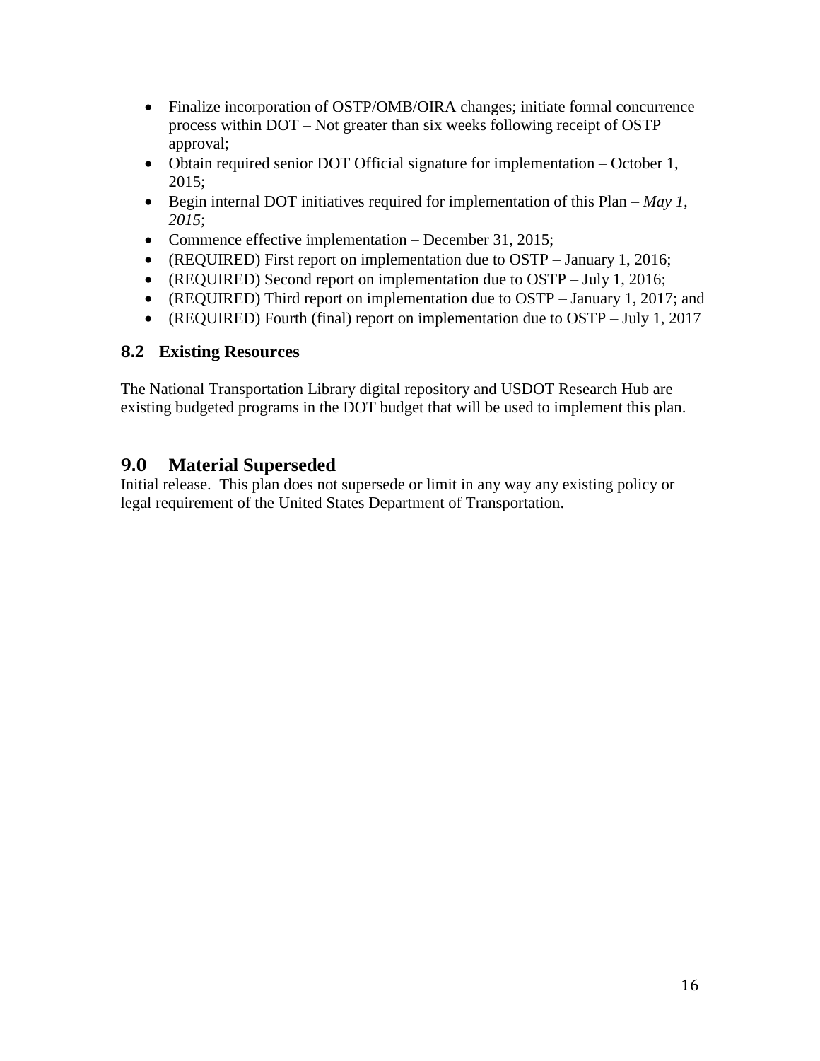- Finalize incorporation of OSTP/OMB/OIRA changes; initiate formal concurrence process within DOT – Not greater than six weeks following receipt of OSTP approval;
- Obtain required senior DOT Official signature for implementation – October 1, 2015;
- Begin internal DOT initiatives required for implementation of this Plan – *May 1, 2015*;
- Commence effective implementation – December 31, 2015;
- (REQUIRED) First report on implementation due to OSTP – January 1, 2016;
- (REQUIRED) Second report on implementation due to OSTP – July 1, 2016;
- (REQUIRED) Third report on implementation due to OSTP – January 1, 2017; and
- (REQUIRED) Fourth (final) report on implementation due to OSTP – July 1, 2017

### 8.2 Existing Resources

The National Transportation Library digital repository and USDOT Research Hub are existing budgeted programs in the DOT budget that will be used to implement this plan.

## 9.0 Material Superseded

Initial release. This plan does not supersede or limit in any way any existing policy or legal requirement of the United States Department of Transportation.